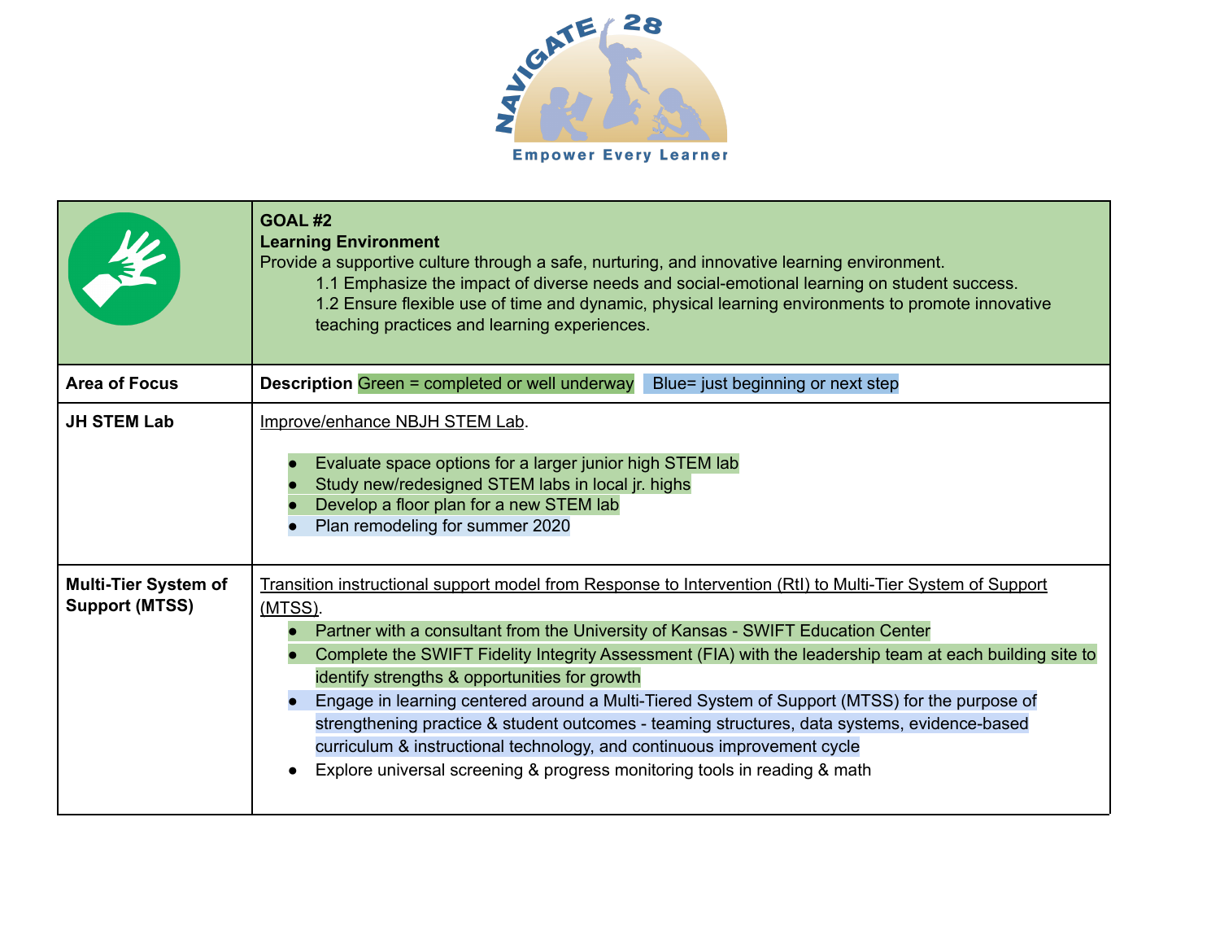NAVIGATE 28

Empower Every Learner

| | **GOAL #2**<br>**Learning Environment**<br>Provide a supportive culture through a safe, nurturing, and innovative learning environment.<br>1.1 Emphasize the impact of diverse needs and social-emotional learning on student success.<br>1.2 Ensure flexible use of time and dynamic, physical learning environments to promote innovative teaching practices and learning experiences. |
|---|---|
| **Area of Focus** | **Description** Green = completed or well underway Blue= just beginning or next step |
| **JH STEM Lab** | Improve/enhance NBJH STEM Lab.<br><br>• Evaluate space options for a larger junior high STEM lab<br>• Study new/redesigned STEM labs in local jr. highs<br>• Develop a floor plan for a new STEM lab<br>• Plan remodeling for summer 2020 |
| **Multi-Tier System of Support (MTSS)** | Transition instructional support model from Response to Intervention (RtI) to Multi-Tier System of Support (MTSS).<br>• Partner with a consultant from the University of Kansas - SWIFT Education Center<br>• Complete the SWIFT Fidelity Integrity Assessment (FIA) with the leadership team at each building site to identify strengths & opportunities for growth<br>• Engage in learning centered around a Multi-Tiered System of Support (MTSS) for the purpose of strengthening practice & student outcomes - teaming structures, data systems, evidence-based curriculum & instructional technology, and continuous improvement cycle<br>• Explore universal screening & progress monitoring tools in reading & math |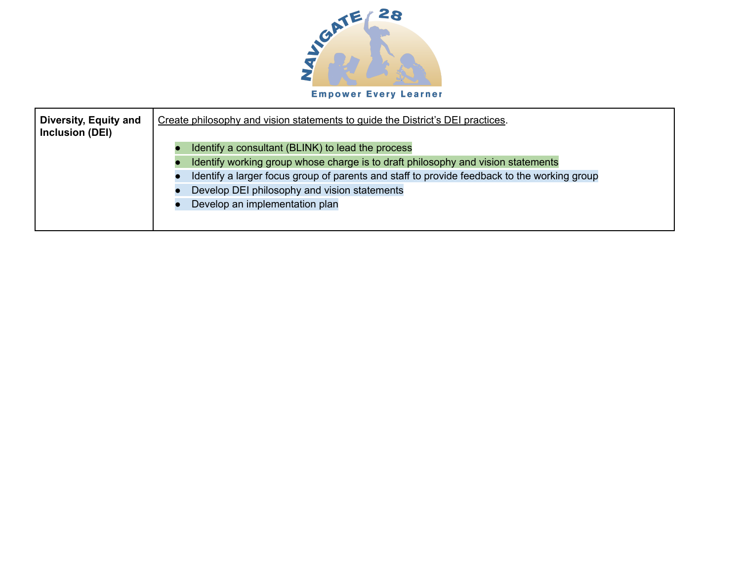| | |
|---|---|
| **Diversity, Equity and Inclusion (DEI)** | Create philosophy and vision statements to guide the District's DEI practices.<br><br>• Identify a consultant (BLINK) to lead the process<br>• Identify working group whose charge is to draft philosophy and vision statements<br>• Identify a larger focus group of parents and staff to provide feedback to the working group<br>• Develop DEI philosophy and vision statements<br>• Develop an implementation plan |